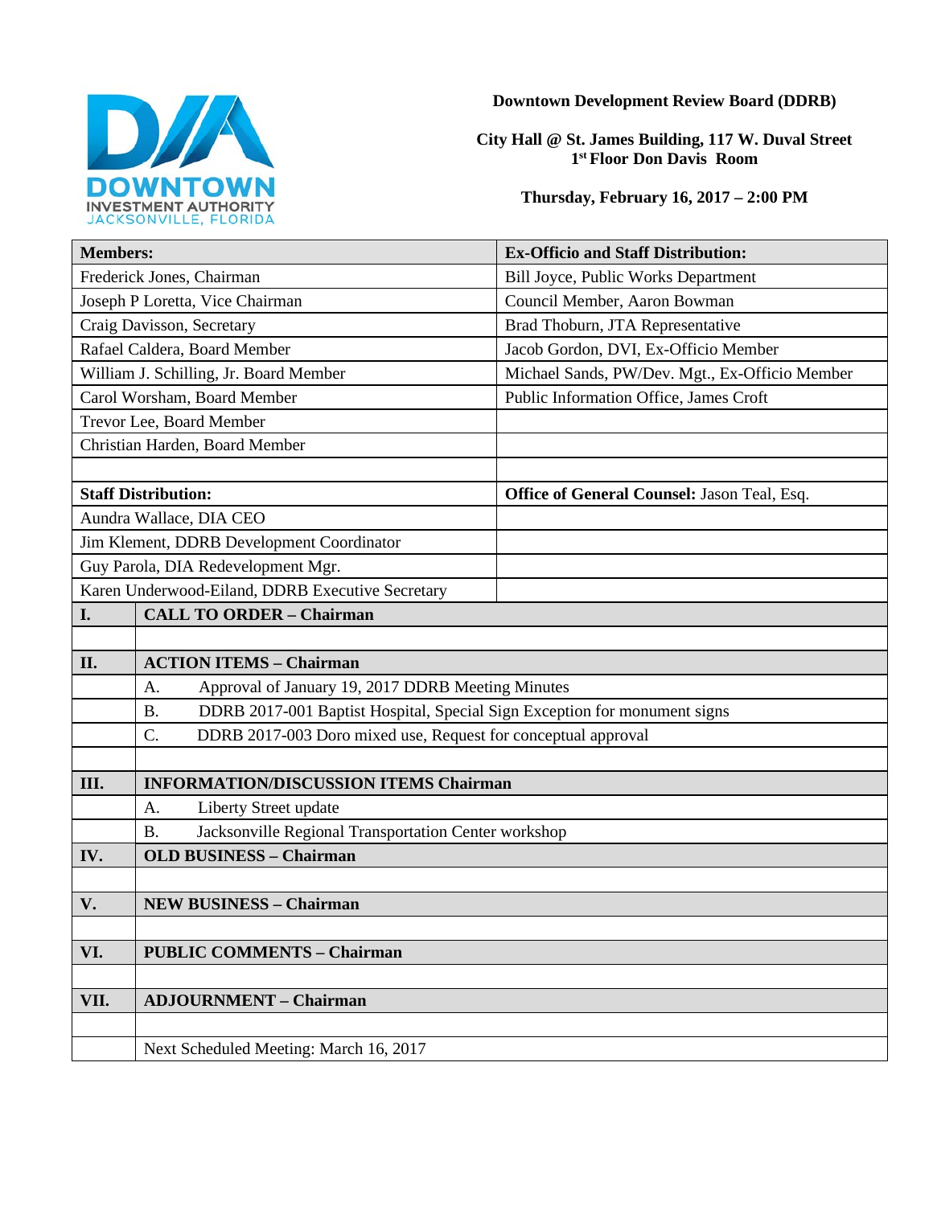DOWNTOWN INVESTMENT AUTHORITY
JACKSONVILLE, FLORIDA

**Downtown Development Review Board (DDRB)**

**City Hall @ St. James Building, 117 W. Duval Street**
**1st Floor Don Davis Room**

**Thursday, February 16, 2017 – 2:00 PM**

| **Members:** | **Ex-Officio and Staff Distribution:** |
|---|---|
| Frederick Jones, Chairman | Bill Joyce, Public Works Department |
| Joseph P Loretta, Vice Chairman | Council Member, Aaron Bowman |
| Craig Davisson, Secretary | Brad Thoburn, JTA Representative |
| Rafael Caldera, Board Member | Jacob Gordon, DVI, Ex-Officio Member |
| William J. Schilling, Jr. Board Member | Michael Sands, PW/Dev. Mgt., Ex-Officio Member |
| Carol Worsham, Board Member | Public Information Office, James Croft |
| Trevor Lee, Board Member | |
| Christian Harden, Board Member | |
| | |
| **Staff Distribution:** | **Office of General Counsel:** Jason Teal, Esq. |
| Aundra Wallace, DIA CEO | |
| Jim Klement, DDRB Development Coordinator | |
| Guy Parola, DIA Redevelopment Mgr. | |
| Karen Underwood-Eiland, DDRB Executive Secretary | |

| | |
|---|---|
| **I.** | **CALL TO ORDER – Chairman** |
| | |
| **II.** | **ACTION ITEMS – Chairman** |
| | A. Approval of January 19, 2017 DDRB Meeting Minutes |
| | B. DDRB 2017-001 Baptist Hospital, Special Sign Exception for monument signs |
| | C. DDRB 2017-003 Doro mixed use, Request for conceptual approval |
| | |
| **III.** | **INFORMATION/DISCUSSION ITEMS Chairman** |
| | A. Liberty Street update |
| | B. Jacksonville Regional Transportation Center workshop |
| **IV.** | **OLD BUSINESS – Chairman** |
| | |
| **V.** | **NEW BUSINESS – Chairman** |
| | |
| **VI.** | **PUBLIC COMMENTS – Chairman** |
| | |
| **VII.** | **ADJOURNMENT – Chairman** |
| | |
| | Next Scheduled Meeting: March 16, 2017 |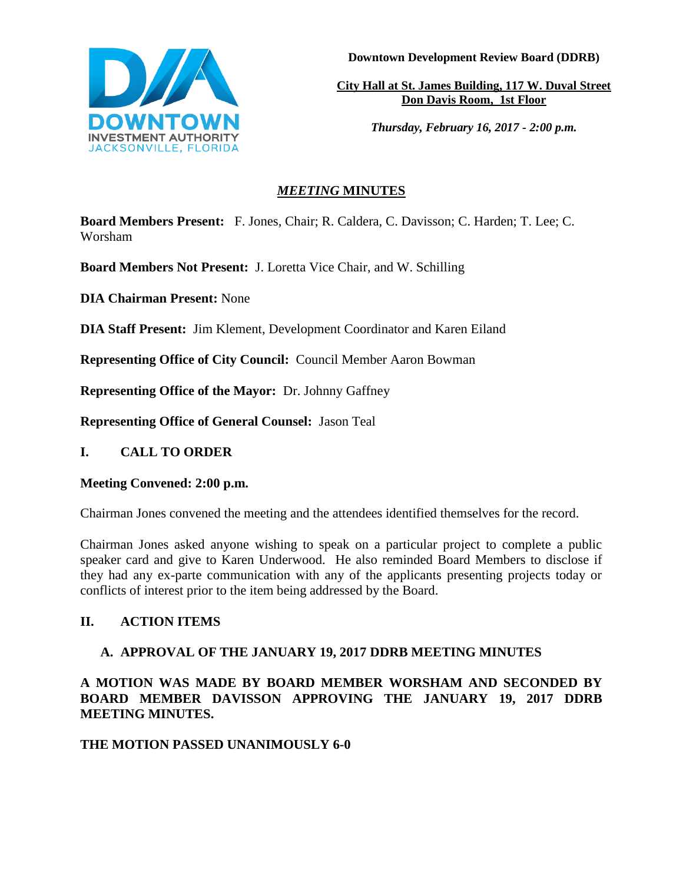**Downtown Development Review Board (DDRB)**

**City Hall at St. James Building, 117 W. Duval Street**
**Don Davis Room, 1st Floor**

***Thursday, February 16, 2017 - 2:00 p.m.***

## *MEETING* MINUTES

**Board Members Present:** F. Jones, Chair; R. Caldera, C. Davisson; C. Harden; T. Lee; C. Worsham

**Board Members Not Present:** J. Loretta Vice Chair, and W. Schilling

**DIA Chairman Present:** None

**DIA Staff Present:** Jim Klement, Development Coordinator and Karen Eiland

**Representing Office of City Council:** Council Member Aaron Bowman

**Representing Office of the Mayor:** Dr. Johnny Gaffney

**Representing Office of General Counsel:** Jason Teal

## I. CALL TO ORDER

**Meeting Convened: 2:00 p.m.**

Chairman Jones convened the meeting and the attendees identified themselves for the record.

Chairman Jones asked anyone wishing to speak on a particular project to complete a public speaker card and give to Karen Underwood. He also reminded Board Members to disclose if they had any ex-parte communication with any of the applicants presenting projects today or conflicts of interest prior to the item being addressed by the Board.

## II. ACTION ITEMS

### A. APPROVAL OF THE JANUARY 19, 2017 DDRB MEETING MINUTES

**A MOTION WAS MADE BY BOARD MEMBER WORSHAM AND SECONDED BY BOARD MEMBER DAVISSON APPROVING THE JANUARY 19, 2017 DDRB MEETING MINUTES.**

**THE MOTION PASSED UNANIMOUSLY 6-0**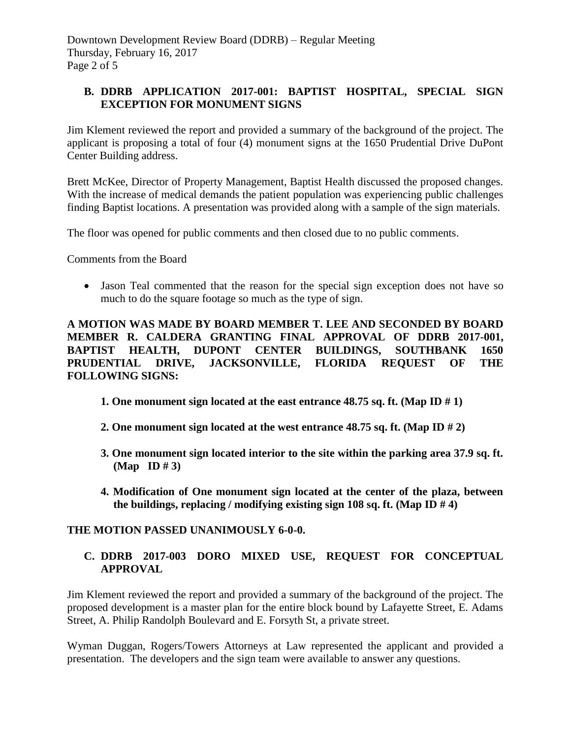### B. DDRB APPLICATION 2017-001: BAPTIST HOSPITAL, SPECIAL SIGN EXCEPTION FOR MONUMENT SIGNS

Jim Klement reviewed the report and provided a summary of the background of the project. The applicant is proposing a total of four (4) monument signs at the 1650 Prudential Drive DuPont Center Building address.

Brett McKee, Director of Property Management, Baptist Health discussed the proposed changes. With the increase of medical demands the patient population was experiencing public challenges finding Baptist locations. A presentation was provided along with a sample of the sign materials.

The floor was opened for public comments and then closed due to no public comments.

Comments from the Board

- Jason Teal commented that the reason for the special sign exception does not have so much to do the square footage so much as the type of sign.

**A MOTION WAS MADE BY BOARD MEMBER T. LEE AND SECONDED BY BOARD MEMBER R. CALDERA GRANTING FINAL APPROVAL OF DDRB 2017-001, BAPTIST HEALTH, DUPONT CENTER BUILDINGS, SOUTHBANK 1650 PRUDENTIAL DRIVE, JACKSONVILLE, FLORIDA REQUEST OF THE FOLLOWING SIGNS:**

1. **One monument sign located at the east entrance 48.75 sq. ft. (Map ID # 1)**
2. **One monument sign located at the west entrance 48.75 sq. ft. (Map ID # 2)**
3. **One monument sign located interior to the site within the parking area 37.9 sq. ft. (Map ID # 3)**
4. **Modification of One monument sign located at the center of the plaza, between the buildings, replacing / modifying existing sign 108 sq. ft. (Map ID # 4)**

**THE MOTION PASSED UNANIMOUSLY 6-0-0.**

### C. DDRB 2017-003 DORO MIXED USE, REQUEST FOR CONCEPTUAL APPROVAL

Jim Klement reviewed the report and provided a summary of the background of the project. The proposed development is a master plan for the entire block bound by Lafayette Street, E. Adams Street, A. Philip Randolph Boulevard and E. Forsyth St, a private street.

Wyman Duggan, Rogers/Towers Attorneys at Law represented the applicant and provided a presentation. The developers and the sign team were available to answer any questions.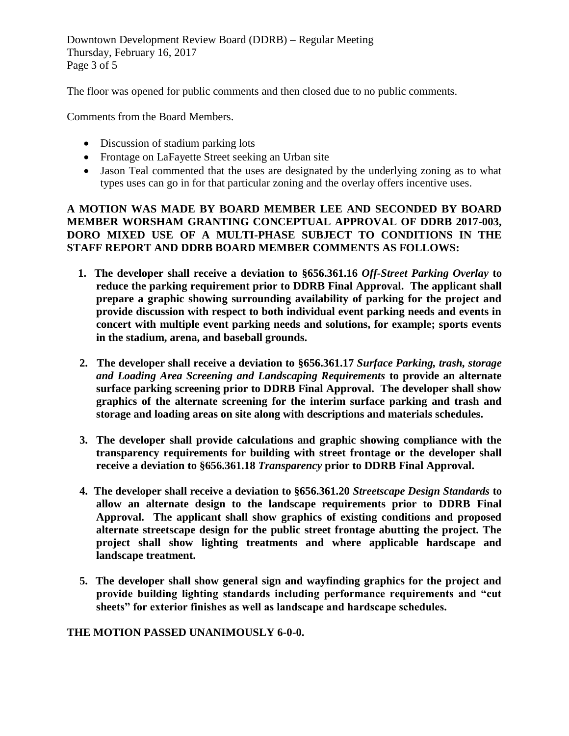The floor was opened for public comments and then closed due to no public comments.

Comments from the Board Members.

- Discussion of stadium parking lots
- Frontage on LaFayette Street seeking an Urban site
- Jason Teal commented that the uses are designated by the underlying zoning as to what types uses can go in for that particular zoning and the overlay offers incentive uses.

**A MOTION WAS MADE BY BOARD MEMBER LEE AND SECONDED BY BOARD MEMBER WORSHAM GRANTING CONCEPTUAL APPROVAL OF DDRB 2017-003, DORO MIXED USE OF A MULTI-PHASE SUBJECT TO CONDITIONS IN THE STAFF REPORT AND DDRB BOARD MEMBER COMMENTS AS FOLLOWS:**

1. **The developer shall receive a deviation to §656.361.16 *Off-Street Parking Overlay* to reduce the parking requirement prior to DDRB Final Approval. The applicant shall prepare a graphic showing surrounding availability of parking for the project and provide discussion with respect to both individual event parking needs and events in concert with multiple event parking needs and solutions, for example; sports events in the stadium, arena, and baseball grounds.**

2. **The developer shall receive a deviation to §656.361.17 *Surface Parking, trash, storage and Loading Area Screening and Landscaping Requirements* to provide an alternate surface parking screening prior to DDRB Final Approval. The developer shall show graphics of the alternate screening for the interim surface parking and trash and storage and loading areas on site along with descriptions and materials schedules.**

3. **The developer shall provide calculations and graphic showing compliance with the transparency requirements for building with street frontage or the developer shall receive a deviation to §656.361.18 *Transparency* prior to DDRB Final Approval.**

4. **The developer shall receive a deviation to §656.361.20 *Streetscape Design Standards* to allow an alternate design to the landscape requirements prior to DDRB Final Approval. The applicant shall show graphics of existing conditions and proposed alternate streetscape design for the public street frontage abutting the project. The project shall show lighting treatments and where applicable hardscape and landscape treatment.**

5. **The developer shall show general sign and wayfinding graphics for the project and provide building lighting standards including performance requirements and "cut sheets" for exterior finishes as well as landscape and hardscape schedules.**

**THE MOTION PASSED UNANIMOUSLY 6-0-0.**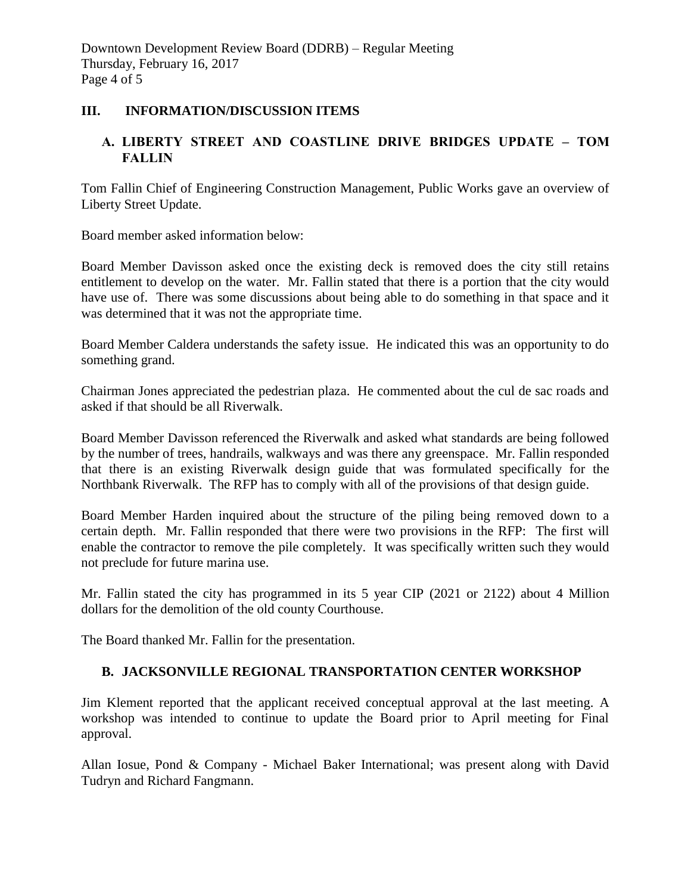## III. INFORMATION/DISCUSSION ITEMS

### A. LIBERTY STREET AND COASTLINE DRIVE BRIDGES UPDATE – TOM FALLIN

Tom Fallin Chief of Engineering Construction Management, Public Works gave an overview of Liberty Street Update.

Board member asked information below:

Board Member Davisson asked once the existing deck is removed does the city still retains entitlement to develop on the water. Mr. Fallin stated that there is a portion that the city would have use of. There was some discussions about being able to do something in that space and it was determined that it was not the appropriate time.

Board Member Caldera understands the safety issue. He indicated this was an opportunity to do something grand.

Chairman Jones appreciated the pedestrian plaza. He commented about the cul de sac roads and asked if that should be all Riverwalk.

Board Member Davisson referenced the Riverwalk and asked what standards are being followed by the number of trees, handrails, walkways and was there any greenspace. Mr. Fallin responded that there is an existing Riverwalk design guide that was formulated specifically for the Northbank Riverwalk. The RFP has to comply with all of the provisions of that design guide.

Board Member Harden inquired about the structure of the piling being removed down to a certain depth. Mr. Fallin responded that there were two provisions in the RFP: The first will enable the contractor to remove the pile completely. It was specifically written such they would not preclude for future marina use.

Mr. Fallin stated the city has programmed in its 5 year CIP (2021 or 2122) about 4 Million dollars for the demolition of the old county Courthouse.

The Board thanked Mr. Fallin for the presentation.

### B. JACKSONVILLE REGIONAL TRANSPORTATION CENTER WORKSHOP

Jim Klement reported that the applicant received conceptual approval at the last meeting. A workshop was intended to continue to update the Board prior to April meeting for Final approval.

Allan Iosue, Pond & Company - Michael Baker International; was present along with David Tudryn and Richard Fangmann.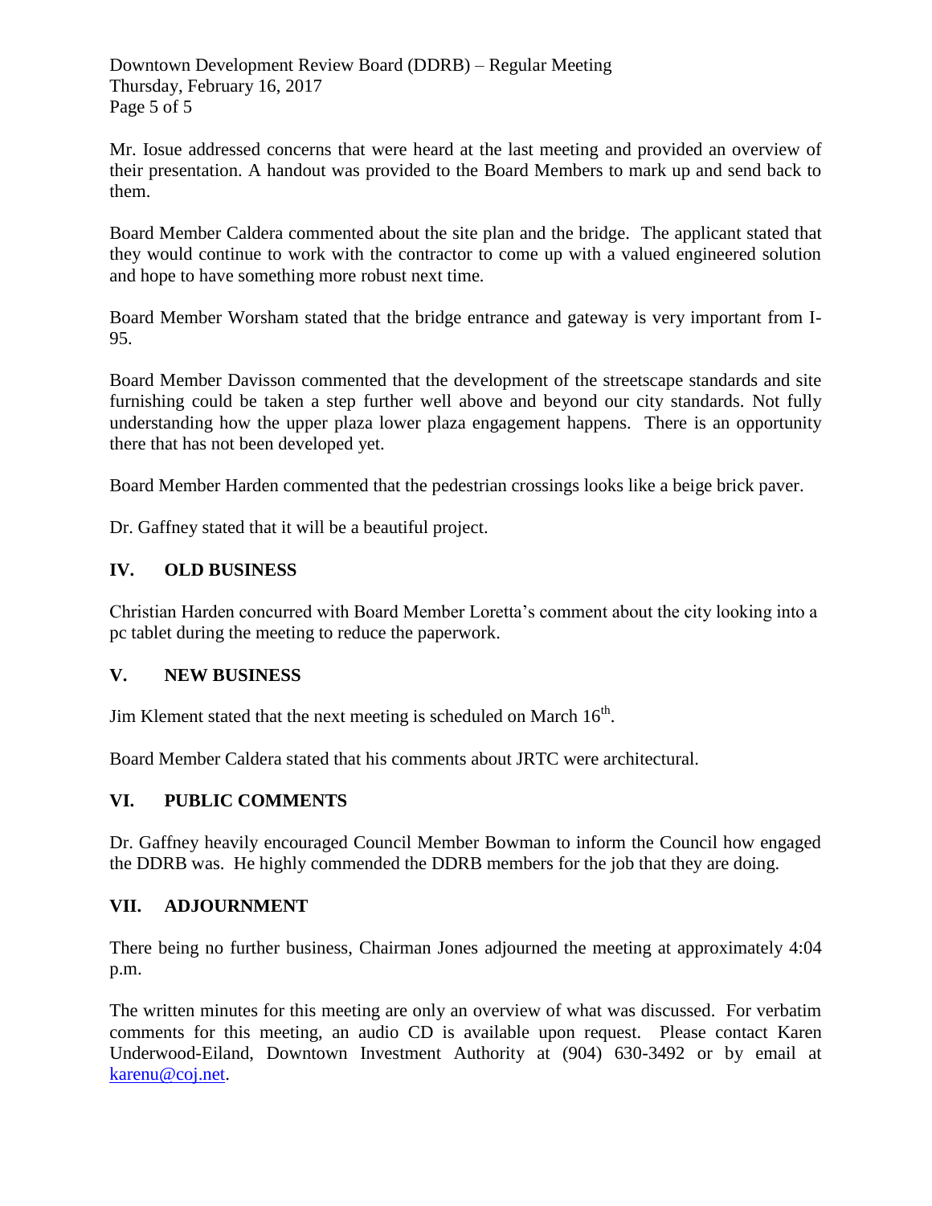Mr. Iosue addressed concerns that were heard at the last meeting and provided an overview of their presentation. A handout was provided to the Board Members to mark up and send back to them.

Board Member Caldera commented about the site plan and the bridge. The applicant stated that they would continue to work with the contractor to come up with a valued engineered solution and hope to have something more robust next time.

Board Member Worsham stated that the bridge entrance and gateway is very important from I-95.

Board Member Davisson commented that the development of the streetscape standards and site furnishing could be taken a step further well above and beyond our city standards. Not fully understanding how the upper plaza lower plaza engagement happens. There is an opportunity there that has not been developed yet.

Board Member Harden commented that the pedestrian crossings looks like a beige brick paver.

Dr. Gaffney stated that it will be a beautiful project.

## IV. OLD BUSINESS

Christian Harden concurred with Board Member Loretta's comment about the city looking into a pc tablet during the meeting to reduce the paperwork.

## V. NEW BUSINESS

Jim Klement stated that the next meeting is scheduled on March 16th.

Board Member Caldera stated that his comments about JRTC were architectural.

## VI. PUBLIC COMMENTS

Dr. Gaffney heavily encouraged Council Member Bowman to inform the Council how engaged the DDRB was. He highly commended the DDRB members for the job that they are doing.

## VII. ADJOURNMENT

There being no further business, Chairman Jones adjourned the meeting at approximately 4:04 p.m.

The written minutes for this meeting are only an overview of what was discussed. For verbatim comments for this meeting, an audio CD is available upon request. Please contact Karen Underwood-Eiland, Downtown Investment Authority at (904) 630-3492 or by email at karenu@coj.net.